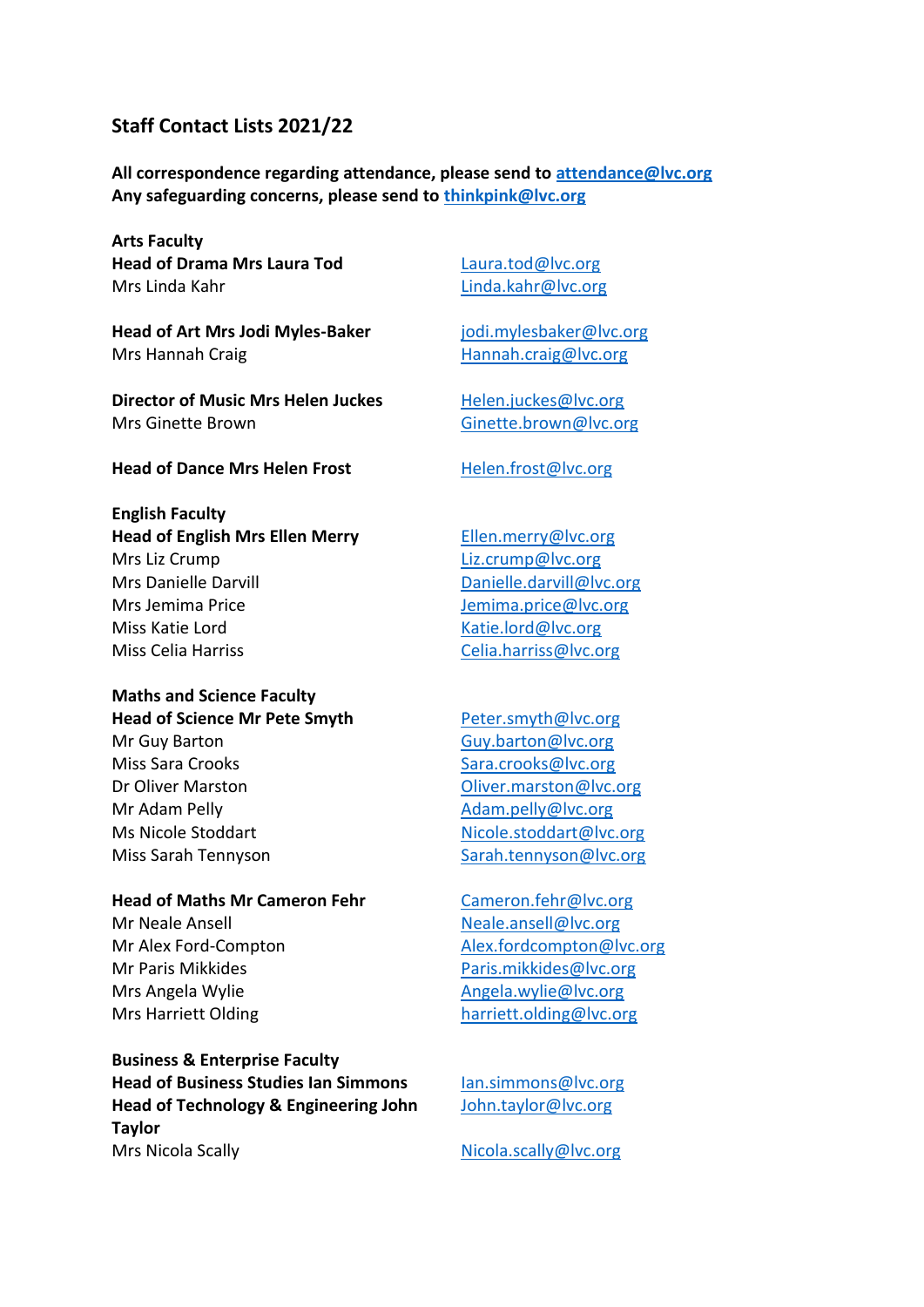## Staff Contact Lists 2021/22

**All correspondence regarding attendance, please send to attendance@lvc.org**
**Any safeguarding concerns, please send to thinkpink@lvc.org**

**Arts Faculty**

| | |
|---|---|
| **Head of Drama Mrs Laura Tod** | Laura.tod@lvc.org |
| Mrs Linda Kahr | Linda.kahr@lvc.org |
| **Head of Art Mrs Jodi Myles-Baker** | jodi.mylesbaker@lvc.org |
| Mrs Hannah Craig | Hannah.craig@lvc.org |
| **Director of Music Mrs Helen Juckes** | Helen.juckes@lvc.org |
| Mrs Ginette Brown | Ginette.brown@lvc.org |
| **Head of Dance Mrs Helen Frost** | Helen.frost@lvc.org |

**English Faculty**

| | |
|---|---|
| **Head of English Mrs Ellen Merry** | Ellen.merry@lvc.org |
| Mrs Liz Crump | Liz.crump@lvc.org |
| Mrs Danielle Darvill | Danielle.darvill@lvc.org |
| Mrs Jemima Price | Jemima.price@lvc.org |
| Miss Katie Lord | Katie.lord@lvc.org |
| Miss Celia Harriss | Celia.harriss@lvc.org |

**Maths and Science Faculty**

| | |
|---|---|
| **Head of Science Mr Pete Smyth** | Peter.smyth@lvc.org |
| Mr Guy Barton | Guy.barton@lvc.org |
| Miss Sara Crooks | Sara.crooks@lvc.org |
| Dr Oliver Marston | Oliver.marston@lvc.org |
| Mr Adam Pelly | Adam.pelly@lvc.org |
| Ms Nicole Stoddart | Nicole.stoddart@lvc.org |
| Miss Sarah Tennyson | Sarah.tennyson@lvc.org |
| **Head of Maths Mr Cameron Fehr** | Cameron.fehr@lvc.org |
| Mr Neale Ansell | Neale.ansell@lvc.org |
| Mr Alex Ford-Compton | Alex.fordcompton@lvc.org |
| Mr Paris Mikkides | Paris.mikkides@lvc.org |
| Mrs Angela Wylie | Angela.wylie@lvc.org |
| Mrs Harriett Olding | harriett.olding@lvc.org |

**Business & Enterprise Faculty**

| | |
|---|---|
| **Head of Business Studies Ian Simmons** | Ian.simmons@lvc.org |
| **Head of Technology & Engineering John Taylor** | John.taylor@lvc.org |
| Mrs Nicola Scally | Nicola.scally@lvc.org |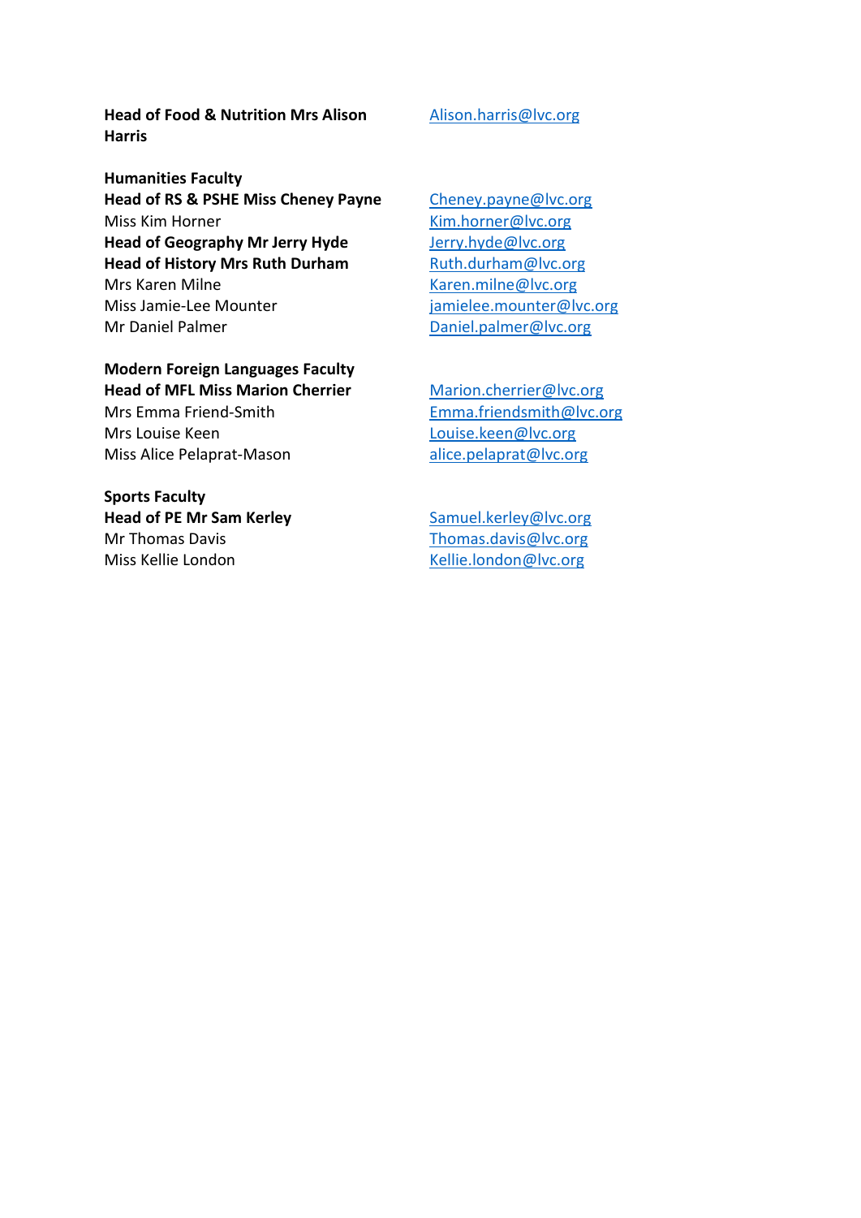**Head of Food & Nutrition Mrs Alison Harris** Alison.harris@lvc.org

**Humanities Faculty**

**Head of RS & PSHE Miss Cheney Payne** Cheney.payne@lvc.org
Miss Kim Horner Kim.horner@lvc.org
**Head of Geography Mr Jerry Hyde** Jerry.hyde@lvc.org
**Head of History Mrs Ruth Durham** Ruth.durham@lvc.org
Mrs Karen Milne Karen.milne@lvc.org
Miss Jamie-Lee Mounter jamielee.mounter@lvc.org
Mr Daniel Palmer Daniel.palmer@lvc.org

**Modern Foreign Languages Faculty**

**Head of MFL Miss Marion Cherrier** Marion.cherrier@lvc.org
Mrs Emma Friend-Smith Emma.friendsmith@lvc.org
Mrs Louise Keen Louise.keen@lvc.org
Miss Alice Pelaprat-Mason alice.pelaprat@lvc.org

**Sports Faculty**

**Head of PE Mr Sam Kerley** Samuel.kerley@lvc.org
Mr Thomas Davis Thomas.davis@lvc.org
Miss Kellie London Kellie.london@lvc.org